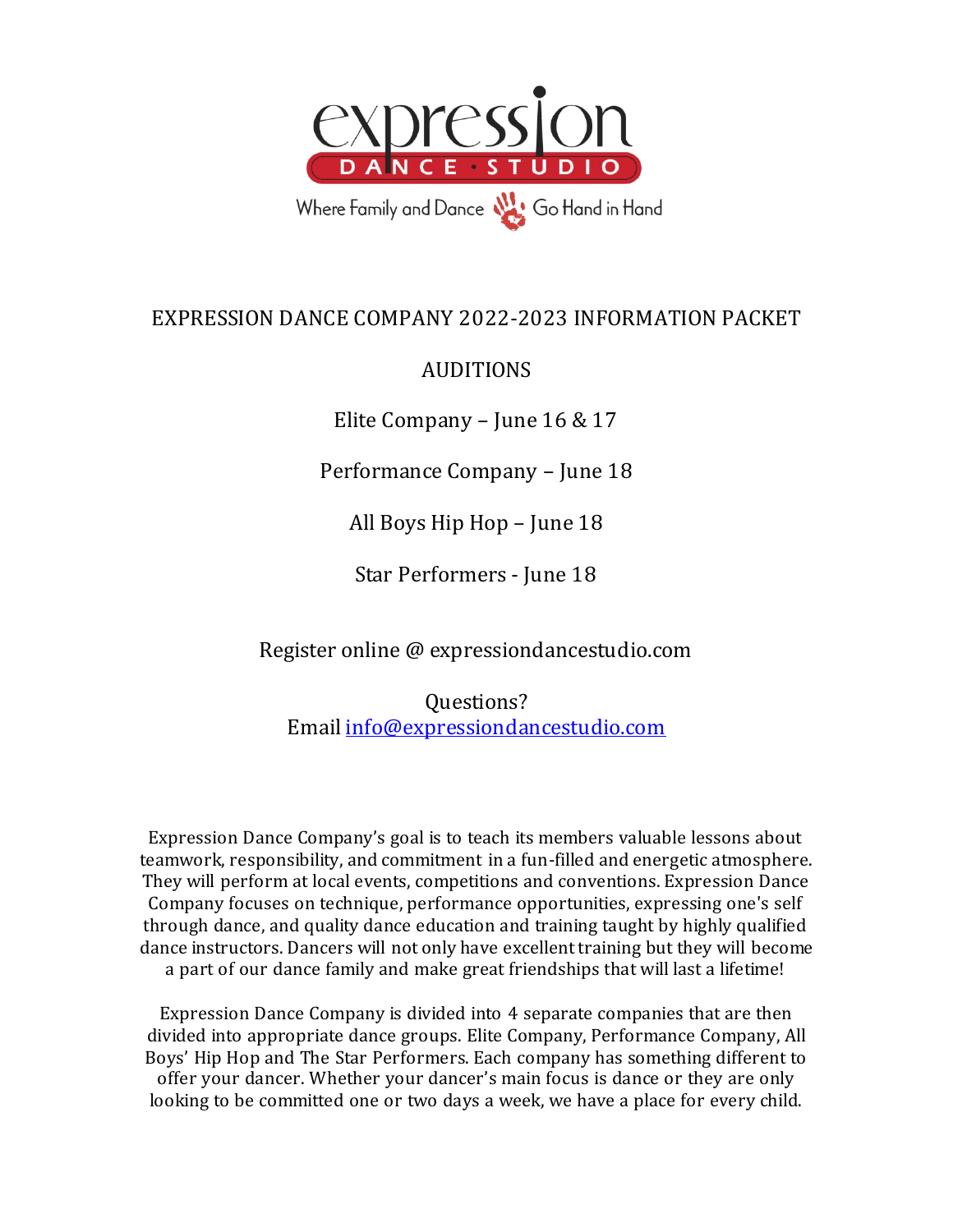expression DANCE · STUDIO

Where Family and Dance Go Hand in Hand

# EXPRESSION DANCE COMPANY 2022-2023 INFORMATION PACKET

## AUDITIONS

Elite Company – June 16 & 17

Performance Company – June 18

All Boys Hip Hop – June 18

Star Performers - June 18

Register online @ expressiondancestudio.com

Questions?
Email info@expressiondancestudio.com

Expression Dance Company's goal is to teach its members valuable lessons about teamwork, responsibility, and commitment in a fun-filled and energetic atmosphere. They will perform at local events, competitions and conventions. Expression Dance Company focuses on technique, performance opportunities, expressing one's self through dance, and quality dance education and training taught by highly qualified dance instructors. Dancers will not only have excellent training but they will become a part of our dance family and make great friendships that will last a lifetime!

Expression Dance Company is divided into 4 separate companies that are then divided into appropriate dance groups. Elite Company, Performance Company, All Boys' Hip Hop and The Star Performers. Each company has something different to offer your dancer. Whether your dancer's main focus is dance or they are only looking to be committed one or two days a week, we have a place for every child.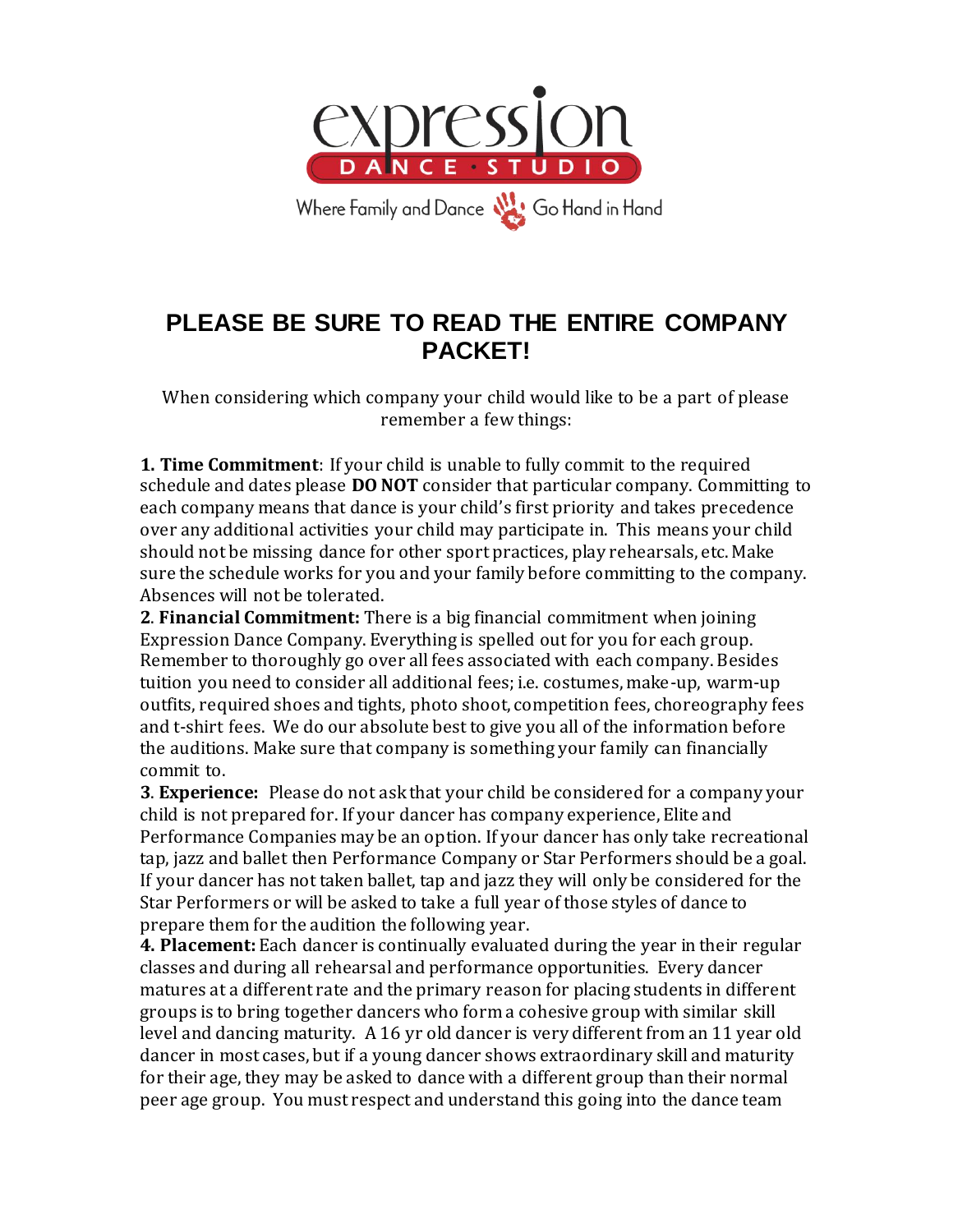expression DANCE · STUDIO

Where Family and Dance Go Hand in Hand

# PLEASE BE SURE TO READ THE ENTIRE COMPANY PACKET!

When considering which company your child would like to be a part of please remember a few things:

**1. Time Commitment**: If your child is unable to fully commit to the required schedule and dates please **DO NOT** consider that particular company. Committing to each company means that dance is your child's first priority and takes precedence over any additional activities your child may participate in. This means your child should not be missing dance for other sport practices, play rehearsals, etc. Make sure the schedule works for you and your family before committing to the company. Absences will not be tolerated.

**2**. **Financial Commitment:** There is a big financial commitment when joining Expression Dance Company. Everything is spelled out for you for each group. Remember to thoroughly go over all fees associated with each company. Besides tuition you need to consider all additional fees; i.e. costumes, make-up, warm-up outfits, required shoes and tights, photo shoot, competition fees, choreography fees and t-shirt fees. We do our absolute best to give you all of the information before the auditions. Make sure that company is something your family can financially commit to.

**3**. **Experience:** Please do not ask that your child be considered for a company your child is not prepared for. If your dancer has company experience, Elite and Performance Companies may be an option. If your dancer has only take recreational tap, jazz and ballet then Performance Company or Star Performers should be a goal. If your dancer has not taken ballet, tap and jazz they will only be considered for the Star Performers or will be asked to take a full year of those styles of dance to prepare them for the audition the following year.

**4. Placement:** Each dancer is continually evaluated during the year in their regular classes and during all rehearsal and performance opportunities. Every dancer matures at a different rate and the primary reason for placing students in different groups is to bring together dancers who form a cohesive group with similar skill level and dancing maturity. A 16 yr old dancer is very different from an 11 year old dancer in most cases, but if a young dancer shows extraordinary skill and maturity for their age, they may be asked to dance with a different group than their normal peer age group. You must respect and understand this going into the dance team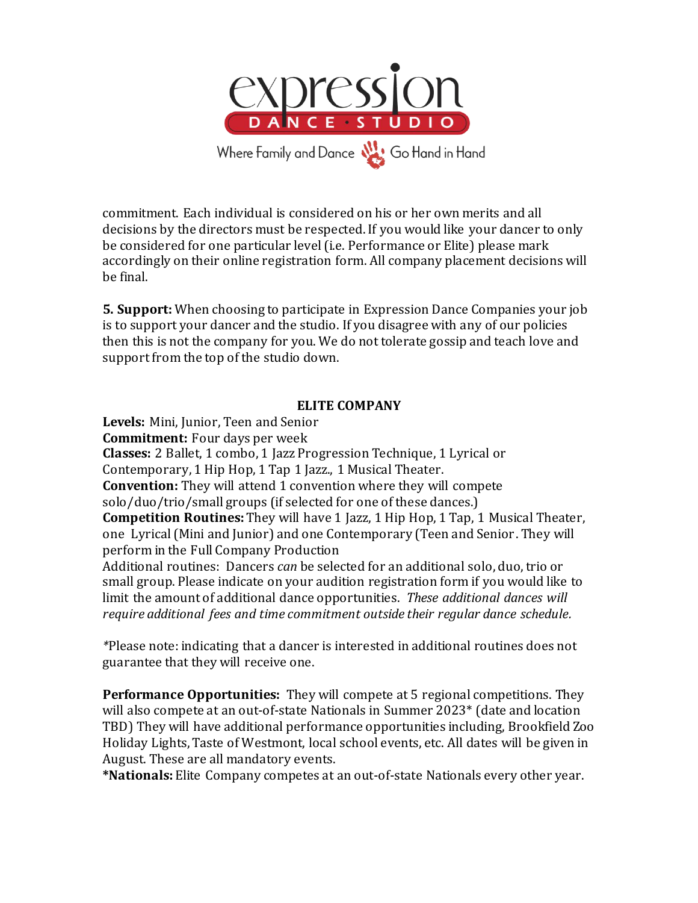commitment. Each individual is considered on his or her own merits and all decisions by the directors must be respected. If you would like your dancer to only be considered for one particular level (i.e. Performance or Elite) please mark accordingly on their online registration form. All company placement decisions will be final.

**5. Support:** When choosing to participate in Expression Dance Companies your job is to support your dancer and the studio. If you disagree with any of our policies then this is not the company for you. We do not tolerate gossip and teach love and support from the top of the studio down.

## ELITE COMPANY

**Levels:** Mini, Junior, Teen and Senior
**Commitment:** Four days per week
**Classes:** 2 Ballet, 1 combo, 1 Jazz Progression Technique, 1 Lyrical or Contemporary, 1 Hip Hop, 1 Tap 1 Jazz., 1 Musical Theater.
**Convention:** They will attend 1 convention where they will compete solo/duo/trio/small groups (if selected for one of these dances.)
**Competition Routines:** They will have 1 Jazz, 1 Hip Hop, 1 Tap, 1 Musical Theater, one Lyrical (Mini and Junior) and one Contemporary (Teen and Senior. They will perform in the Full Company Production
Additional routines: Dancers *can* be selected for an additional solo, duo, trio or small group. Please indicate on your audition registration form if you would like to limit the amount of additional dance opportunities. *These additional dances will require additional fees and time commitment outside their regular dance schedule.*

*Please note: indicating that a dancer is interested in additional routines does not guarantee that they will receive one.

**Performance Opportunities:** They will compete at 5 regional competitions. They will also compete at an out-of-state Nationals in Summer 2023* (date and location TBD) They will have additional performance opportunities including, Brookfield Zoo Holiday Lights, Taste of Westmont, local school events, etc. All dates will be given in August. These are all mandatory events.
**\*Nationals:** Elite Company competes at an out-of-state Nationals every other year.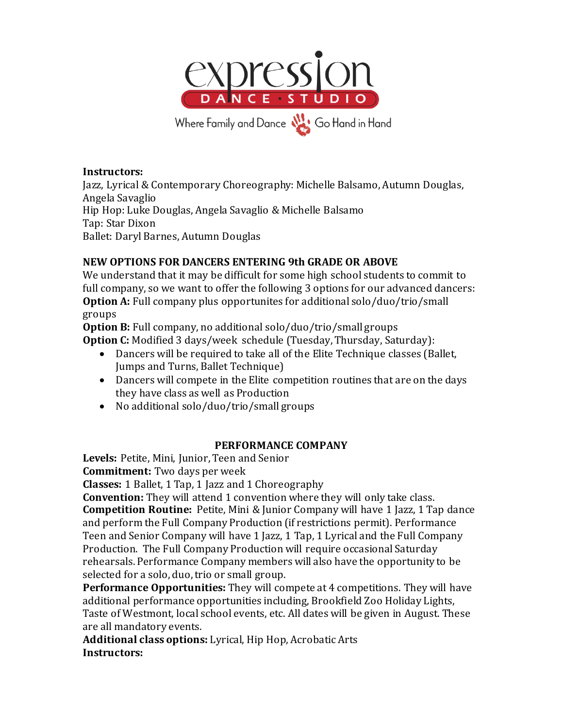**Instructors:**
Jazz, Lyrical & Contemporary Choreography: Michelle Balsamo, Autumn Douglas, Angela Savaglio
Hip Hop: Luke Douglas, Angela Savaglio & Michelle Balsamo
Tap: Star Dixon
Ballet: Daryl Barnes, Autumn Douglas

**NEW OPTIONS FOR DANCERS ENTERING 9th GRADE OR ABOVE**
We understand that it may be difficult for some high school students to commit to full company, so we want to offer the following 3 options for our advanced dancers:
**Option A:** Full company plus opportunites for additional solo/duo/trio/small groups
**Option B:** Full company, no additional solo/duo/trio/small groups
**Option C:** Modified 3 days/week schedule (Tuesday, Thursday, Saturday):

- Dancers will be required to take all of the Elite Technique classes (Ballet, Jumps and Turns, Ballet Technique)
- Dancers will compete in the Elite competition routines that are on the days they have class as well as Production
- No additional solo/duo/trio/small groups

## PERFORMANCE COMPANY

**Levels:** Petite, Mini, Junior, Teen and Senior
**Commitment:** Two days per week
**Classes:** 1 Ballet, 1 Tap, 1 Jazz and 1 Choreography
**Convention:** They will attend 1 convention where they will only take class.
**Competition Routine:** Petite, Mini & Junior Company will have 1 Jazz, 1 Tap dance and perform the Full Company Production (if restrictions permit). Performance Teen and Senior Company will have 1 Jazz, 1 Tap, 1 Lyrical and the Full Company Production. The Full Company Production will require occasional Saturday rehearsals. Performance Company members will also have the opportunity to be selected for a solo, duo, trio or small group.
**Performance Opportunities:** They will compete at 4 competitions. They will have additional performance opportunities including, Brookfield Zoo Holiday Lights, Taste of Westmont, local school events, etc. All dates will be given in August. These are all mandatory events.
**Additional class options:** Lyrical, Hip Hop, Acrobatic Arts
**Instructors:**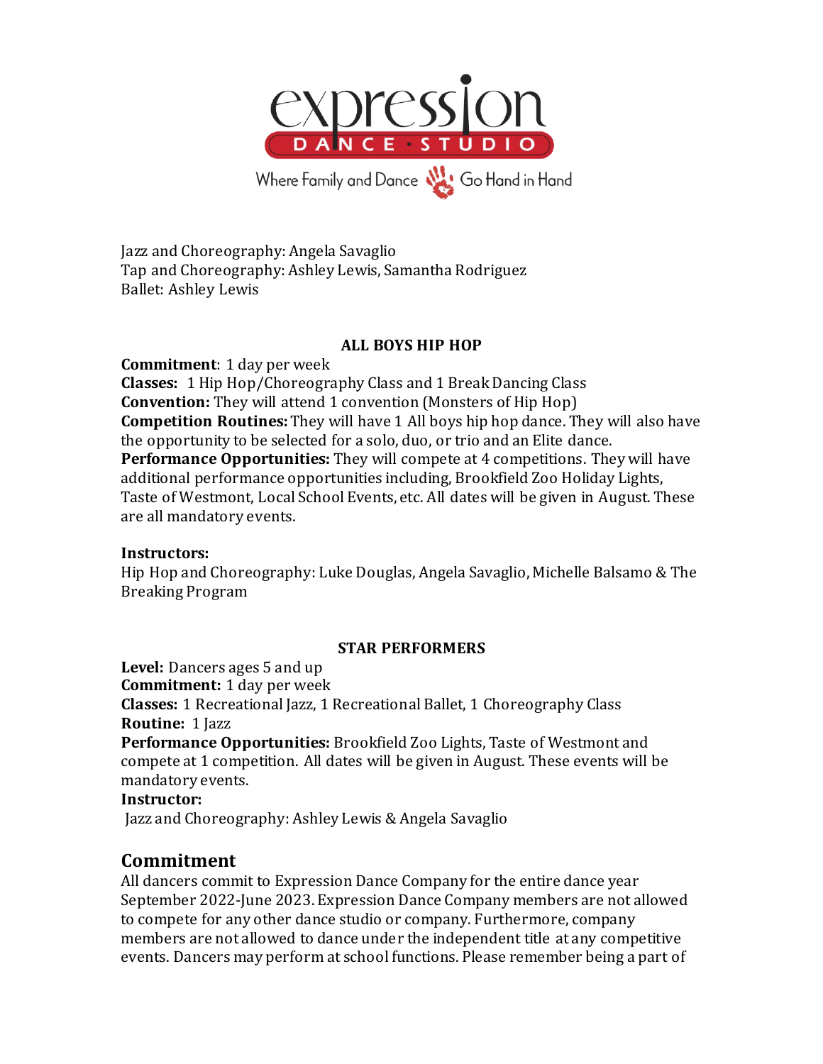Jazz and Choreography: Angela Savaglio
Tap and Choreography: Ashley Lewis, Samantha Rodriguez
Ballet: Ashley Lewis

**ALL BOYS HIP HOP**

**Commitment**: 1 day per week
**Classes:** 1 Hip Hop/Choreography Class and 1 Break Dancing Class
**Convention:** They will attend 1 convention (Monsters of Hip Hop)
**Competition Routines:** They will have 1 All boys hip hop dance. They will also have the opportunity to be selected for a solo, duo, or trio and an Elite dance.
**Performance Opportunities:** They will compete at 4 competitions. They will have additional performance opportunities including, Brookfield Zoo Holiday Lights, Taste of Westmont, Local School Events, etc. All dates will be given in August. These are all mandatory events.

**Instructors:**
Hip Hop and Choreography: Luke Douglas, Angela Savaglio, Michelle Balsamo & The Breaking Program

**STAR PERFORMERS**

**Level:** Dancers ages 5 and up
**Commitment:** 1 day per week
**Classes:** 1 Recreational Jazz, 1 Recreational Ballet, 1 Choreography Class
**Routine:** 1 Jazz
**Performance Opportunities:** Brookfield Zoo Lights, Taste of Westmont and compete at 1 competition. All dates will be given in August. These events will be mandatory events.
**Instructor:**
Jazz and Choreography: Ashley Lewis & Angela Savaglio

## Commitment

All dancers commit to Expression Dance Company for the entire dance year September 2022-June 2023. Expression Dance Company members are not allowed to compete for any other dance studio or company. Furthermore, company members are not allowed to dance under the independent title at any competitive events. Dancers may perform at school functions. Please remember being a part of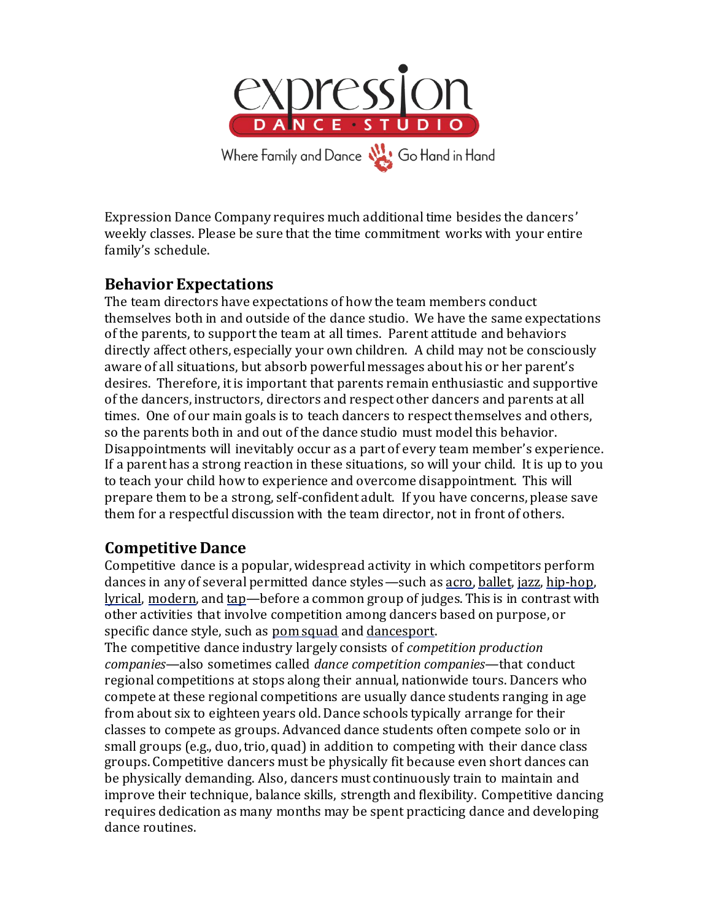Expression Dance Company requires much additional time besides the dancers' weekly classes. Please be sure that the time commitment works with your entire family's schedule.

## Behavior Expectations

The team directors have expectations of how the team members conduct themselves both in and outside of the dance studio. We have the same expectations of the parents, to support the team at all times. Parent attitude and behaviors directly affect others, especially your own children. A child may not be consciously aware of all situations, but absorb powerful messages about his or her parent's desires. Therefore, it is important that parents remain enthusiastic and supportive of the dancers, instructors, directors and respect other dancers and parents at all times. One of our main goals is to teach dancers to respect themselves and others, so the parents both in and out of the dance studio must model this behavior. Disappointments will inevitably occur as a part of every team member's experience. If a parent has a strong reaction in these situations, so will your child. It is up to you to teach your child how to experience and overcome disappointment. This will prepare them to be a strong, self-confident adult. If you have concerns, please save them for a respectful discussion with the team director, not in front of others.

## Competitive Dance

Competitive dance is a popular, widespread activity in which competitors perform dances in any of several permitted dance styles—such as acro, ballet, jazz, hip-hop, lyrical, modern, and tap—before a common group of judges. This is in contrast with other activities that involve competition among dancers based on purpose, or specific dance style, such as pom squad and dancesport.

The competitive dance industry largely consists of *competition production companies*—also sometimes called *dance competition companies*—that conduct regional competitions at stops along their annual, nationwide tours. Dancers who compete at these regional competitions are usually dance students ranging in age from about six to eighteen years old. Dance schools typically arrange for their classes to compete as groups. Advanced dance students often compete solo or in small groups (e.g., duo, trio, quad) in addition to competing with their dance class groups. Competitive dancers must be physically fit because even short dances can be physically demanding. Also, dancers must continuously train to maintain and improve their technique, balance skills, strength and flexibility. Competitive dancing requires dedication as many months may be spent practicing dance and developing dance routines.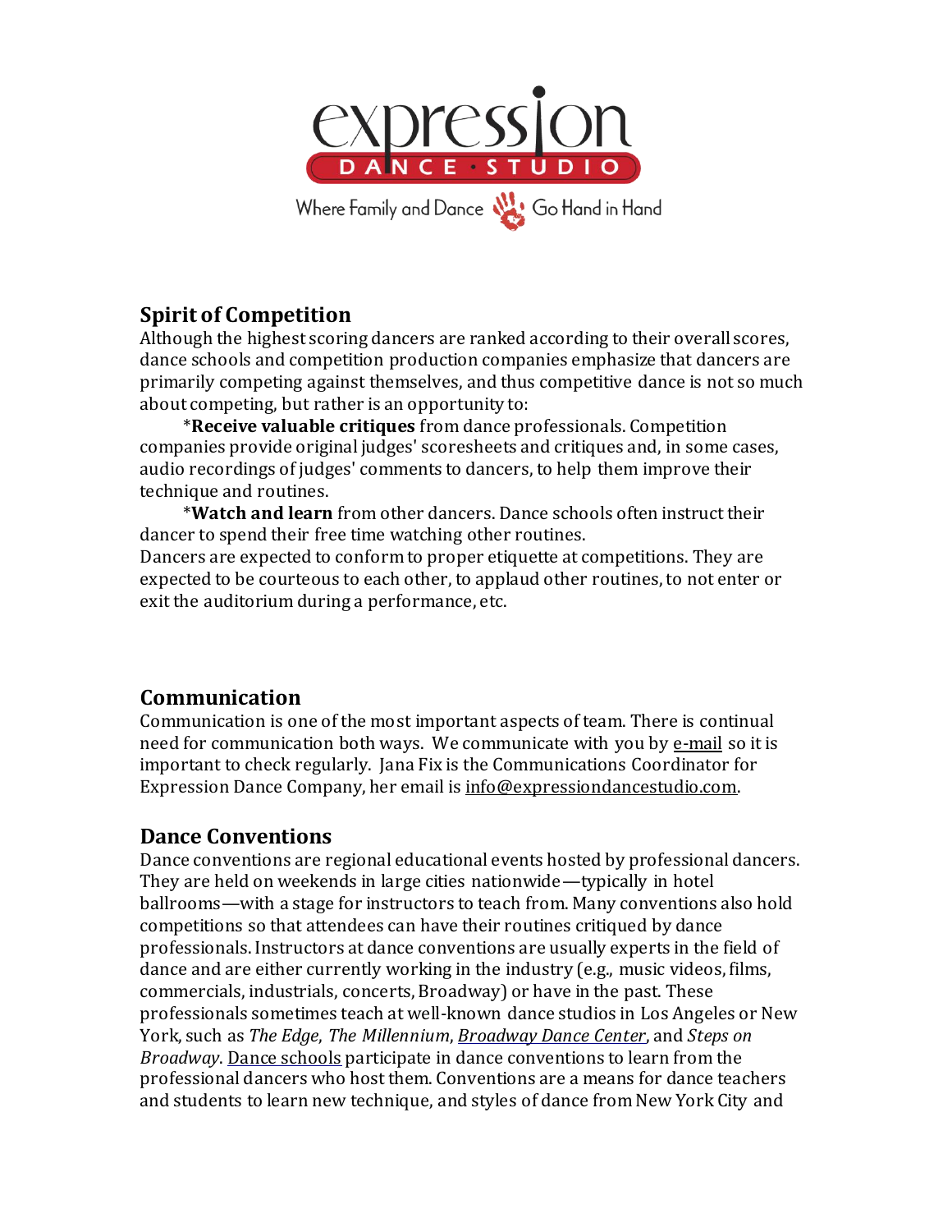## Spirit of Competition

Although the highest scoring dancers are ranked according to their overall scores, dance schools and competition production companies emphasize that dancers are primarily competing against themselves, and thus competitive dance is not so much about competing, but rather is an opportunity to:

*__Receive valuable critiques__ from dance professionals. Competition companies provide original judges' scoresheets and critiques and, in some cases, audio recordings of judges' comments to dancers, to help them improve their technique and routines.

*__Watch and learn__ from other dancers. Dance schools often instruct their dancer to spend their free time watching other routines.

Dancers are expected to conform to proper etiquette at competitions. They are expected to be courteous to each other, to applaud other routines, to not enter or exit the auditorium during a performance, etc.

## Communication

Communication is one of the most important aspects of team. There is continual need for communication both ways. We communicate with you by e-mail so it is important to check regularly. Jana Fix is the Communications Coordinator for Expression Dance Company, her email is info@expressiondancestudio.com.

## Dance Conventions

Dance conventions are regional educational events hosted by professional dancers. They are held on weekends in large cities nationwide—typically in hotel ballrooms—with a stage for instructors to teach from. Many conventions also hold competitions so that attendees can have their routines critiqued by dance professionals. Instructors at dance conventions are usually experts in the field of dance and are either currently working in the industry (e.g., music videos, films, commercials, industrials, concerts, Broadway) or have in the past. These professionals sometimes teach at well-known dance studios in Los Angeles or New York, such as *The Edge*, *The Millennium*, *Broadway Dance Center*, and *Steps on Broadway*. Dance schools participate in dance conventions to learn from the professional dancers who host them. Conventions are a means for dance teachers and students to learn new technique, and styles of dance from New York City and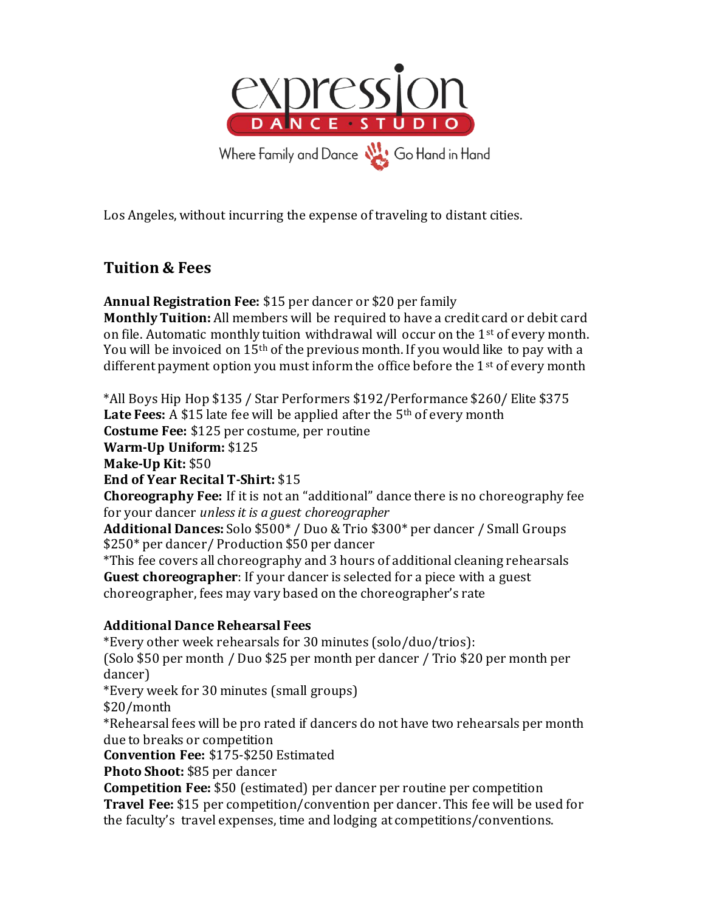Los Angeles, without incurring the expense of traveling to distant cities.

## Tuition & Fees

**Annual Registration Fee:** $15 per dancer or $20 per family
**Monthly Tuition:** All members will be required to have a credit card or debit card on file. Automatic monthly tuition withdrawal will occur on the 1st of every month. You will be invoiced on 15th of the previous month. If you would like to pay with a different payment option you must inform the office before the 1st of every month

*All Boys Hip Hop $135 / Star Performers $192/Performance $260/ Elite $375
**Late Fees:** A $15 late fee will be applied after the 5th of every month
**Costume Fee:** $125 per costume, per routine
**Warm-Up Uniform:** $125
**Make-Up Kit:** $50
**End of Year Recital T-Shirt:** $15
**Choreography Fee:** If it is not an "additional" dance there is no choreography fee for your dancer *unless it is a guest choreographer*
**Additional Dances:** Solo $500* / Duo & Trio $300* per dancer / Small Groups $250* per dancer/ Production $50 per dancer
*This fee covers all choreography and 3 hours of additional cleaning rehearsals
**Guest choreographer**: If your dancer is selected for a piece with a guest choreographer, fees may vary based on the choreographer's rate

**Additional Dance Rehearsal Fees**
*Every other week rehearsals for 30 minutes (solo/duo/trios):
(Solo $50 per month / Duo $25 per month per dancer / Trio $20 per month per dancer)
*Every week for 30 minutes (small groups)
$20/month
*Rehearsal fees will be pro rated if dancers do not have two rehearsals per month due to breaks or competition
**Convention Fee:** $175-$250 Estimated
**Photo Shoot:** $85 per dancer
**Competition Fee:** $50 (estimated) per dancer per routine per competition
**Travel Fee:** $15 per competition/convention per dancer. This fee will be used for the faculty's travel expenses, time and lodging at competitions/conventions.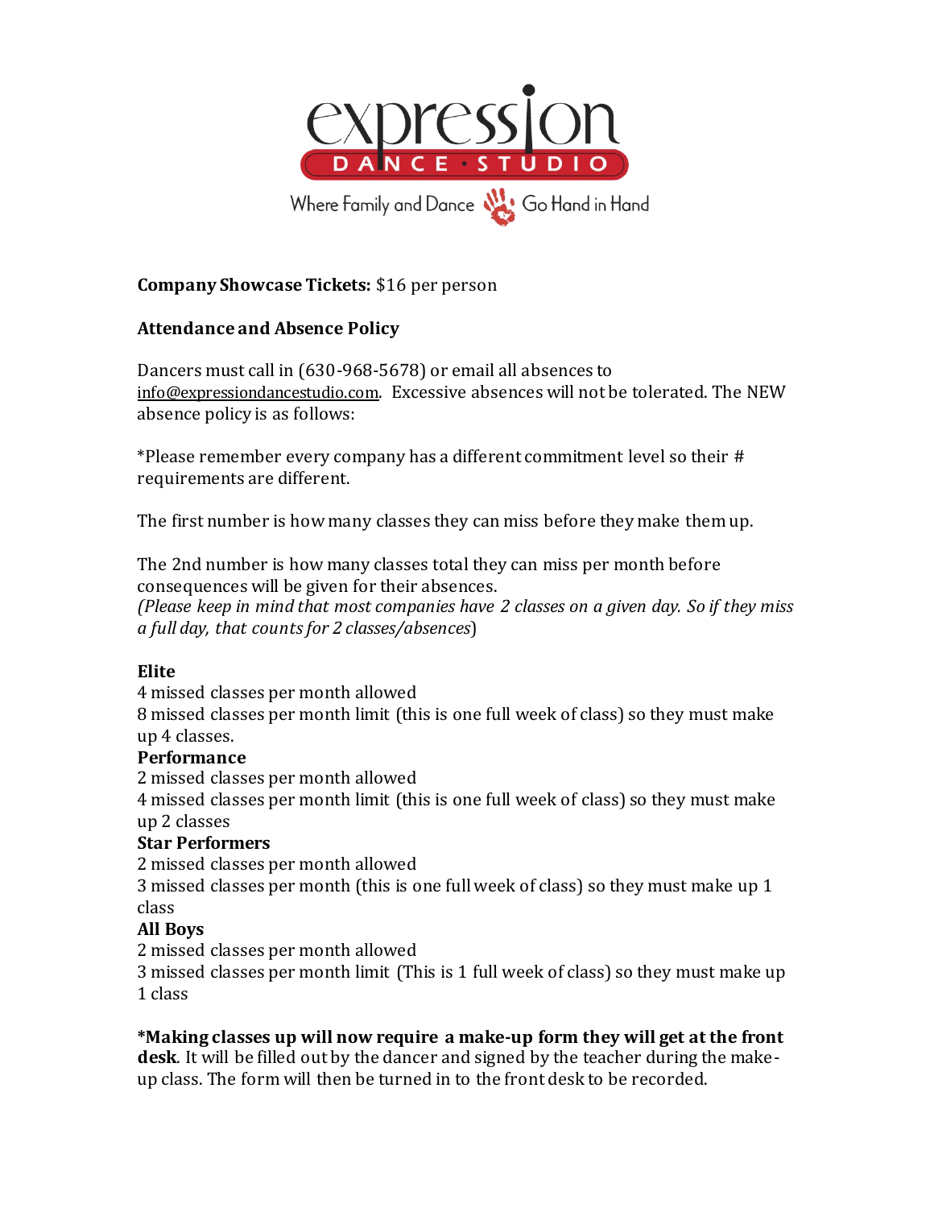**Company Showcase Tickets:** $16 per person

**Attendance and Absence Policy**

Dancers must call in (630-968-5678) or email all absences to info@expressiondancestudio.com. Excessive absences will not be tolerated. The NEW absence policy is as follows:

*Please remember every company has a different commitment level so their # requirements are different.

The first number is how many classes they can miss before they make them up.

The 2nd number is how many classes total they can miss per month before consequences will be given for their absences.
*(Please keep in mind that most companies have 2 classes on a given day. So if they miss a full day, that counts for 2 classes/absences*)

**Elite**
4 missed classes per month allowed
8 missed classes per month limit (this is one full week of class) so they must make up 4 classes.

**Performance**
2 missed classes per month allowed
4 missed classes per month limit (this is one full week of class) so they must make up 2 classes

**Star Performers**
2 missed classes per month allowed
3 missed classes per month (this is one full week of class) so they must make up 1 class

**All Boys**
2 missed classes per month allowed
3 missed classes per month limit (This is 1 full week of class) so they must make up 1 class

***Making classes up will now require a make-up form they will get at the front desk**. It will be filled out by the dancer and signed by the teacher during the make-up class. The form will then be turned in to the front desk to be recorded.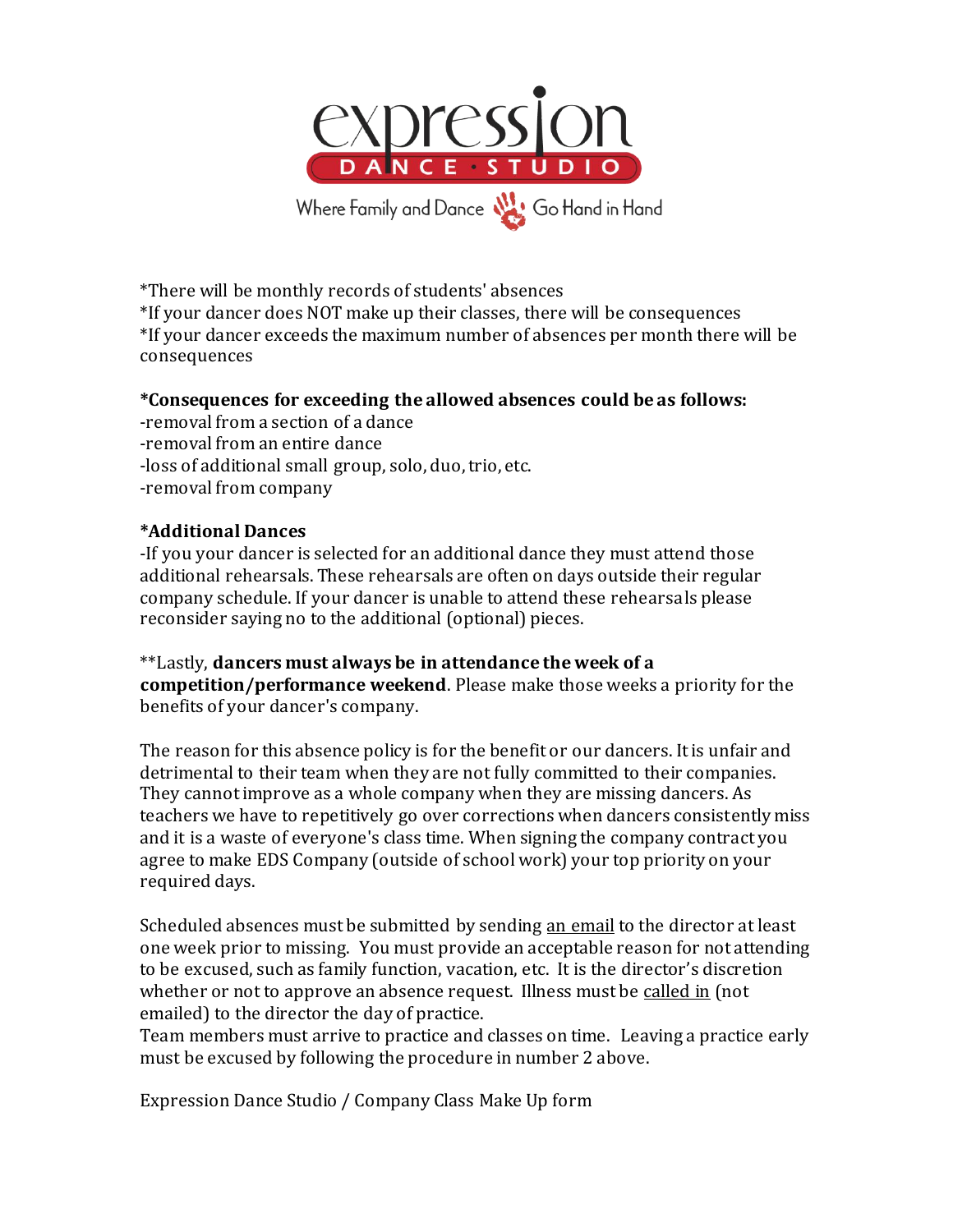*There will be monthly records of students' absences
*If your dancer does NOT make up their classes, there will be consequences
*If your dancer exceeds the maximum number of absences per month there will be consequences

**\*Consequences for exceeding the allowed absences could be as follows:**
-removal from a section of a dance
-removal from an entire dance
-loss of additional small group, solo, duo, trio, etc.
-removal from company

**\*Additional Dances**
-If you your dancer is selected for an additional dance they must attend those additional rehearsals. These rehearsals are often on days outside their regular company schedule. If your dancer is unable to attend these rehearsals please reconsider saying no to the additional (optional) pieces.

**Lastly, **dancers must always be in attendance the week of a competition/performance weekend**. Please make those weeks a priority for the benefits of your dancer's company.

The reason for this absence policy is for the benefit or our dancers. It is unfair and detrimental to their team when they are not fully committed to their companies. They cannot improve as a whole company when they are missing dancers. As teachers we have to repetitively go over corrections when dancers consistently miss and it is a waste of everyone's class time. When signing the company contract you agree to make EDS Company (outside of school work) your top priority on your required days.

Scheduled absences must be submitted by sending <u>an email</u> to the director at least one week prior to missing. You must provide an acceptable reason for not attending to be excused, such as family function, vacation, etc. It is the director's discretion whether or not to approve an absence request. Illness must be <u>called in</u> (not emailed) to the director the day of practice.
Team members must arrive to practice and classes on time. Leaving a practice early must be excused by following the procedure in number 2 above.

Expression Dance Studio / Company Class Make Up form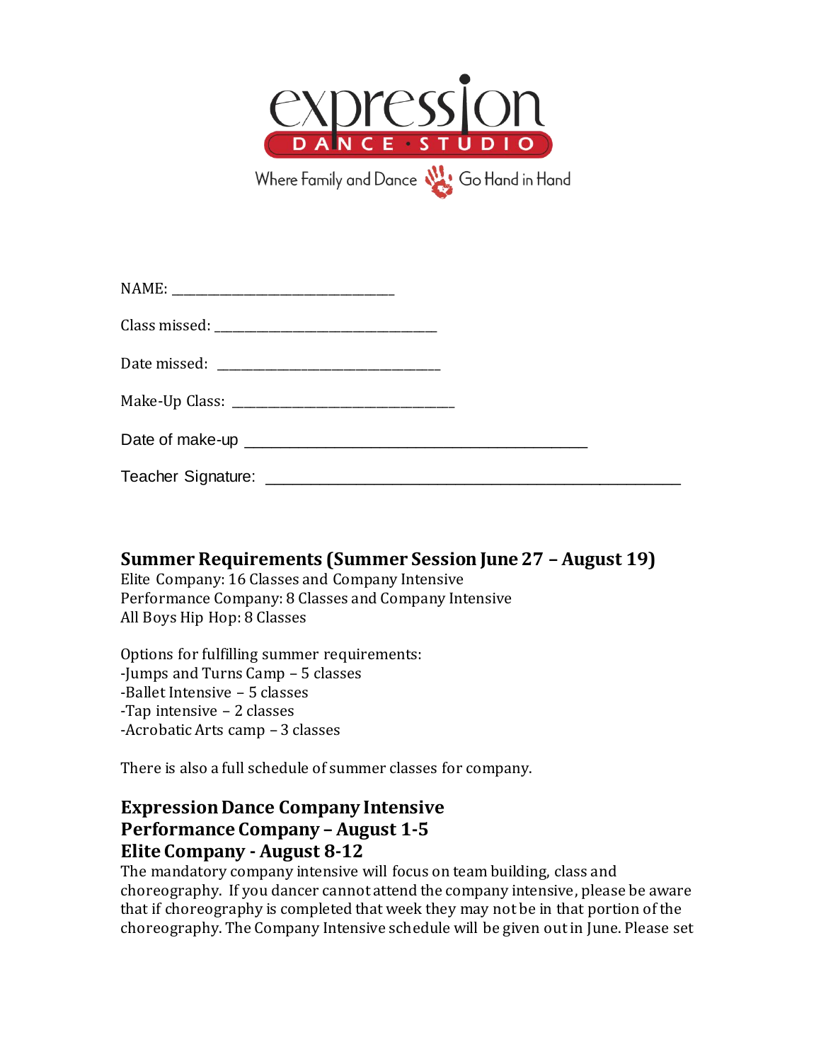expression
DANCE · STUDIO
Where Family and Dance Go Hand in Hand

NAME: ______________________________

Class missed: ______________________________

Date missed: ______________________________

Make-Up Class: ______________________________

Date of make-up ______________________________

Teacher Signature: ______________________________

## Summer Requirements (Summer Session June 27 – August 19)

Elite Company: 16 Classes and Company Intensive
Performance Company: 8 Classes and Company Intensive
All Boys Hip Hop: 8 Classes

Options for fulfilling summer requirements:
-Jumps and Turns Camp – 5 classes
-Ballet Intensive – 5 classes
-Tap intensive – 2 classes
-Acrobatic Arts camp – 3 classes

There is also a full schedule of summer classes for company.

## Expression Dance Company Intensive
## Performance Company – August 1-5
## Elite Company - August 8-12

The mandatory company intensive will focus on team building, class and choreography. If you dancer cannot attend the company intensive, please be aware that if choreography is completed that week they may not be in that portion of the choreography. The Company Intensive schedule will be given out in June. Please set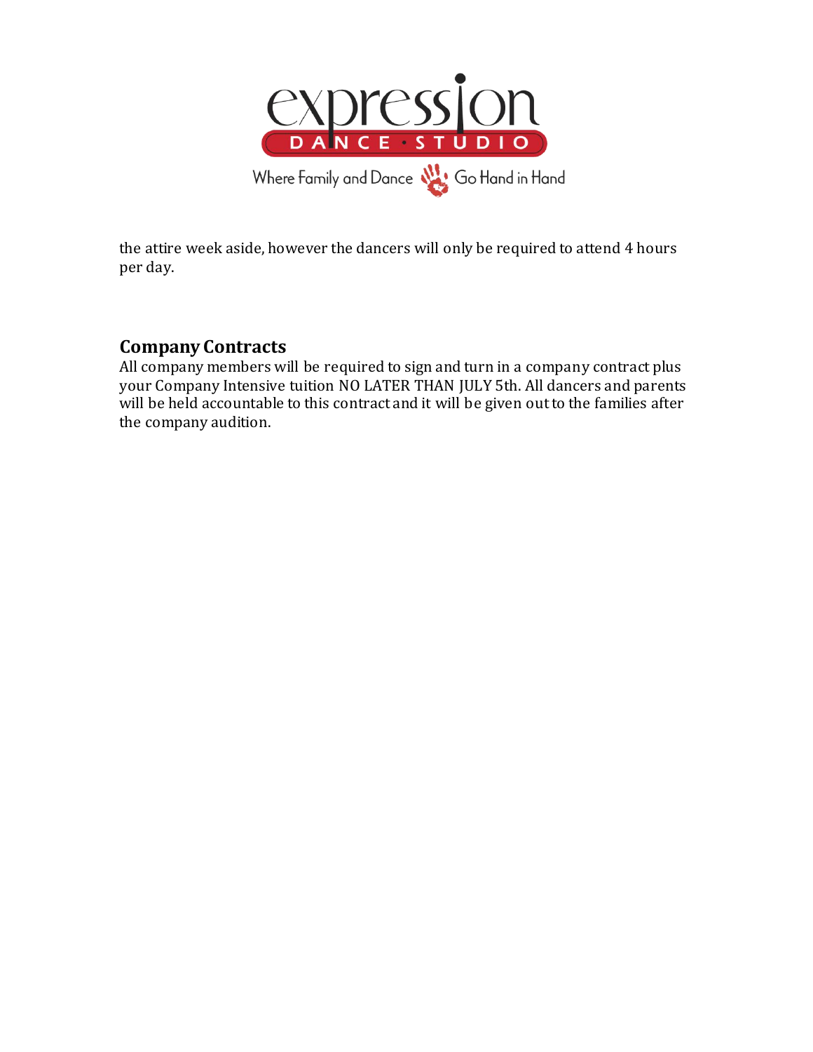the attire week aside, however the dancers will only be required to attend 4 hours per day.

## Company Contracts

All company members will be required to sign and turn in a company contract plus your Company Intensive tuition NO LATER THAN JULY 5th. All dancers and parents will be held accountable to this contract and it will be given out to the families after the company audition.